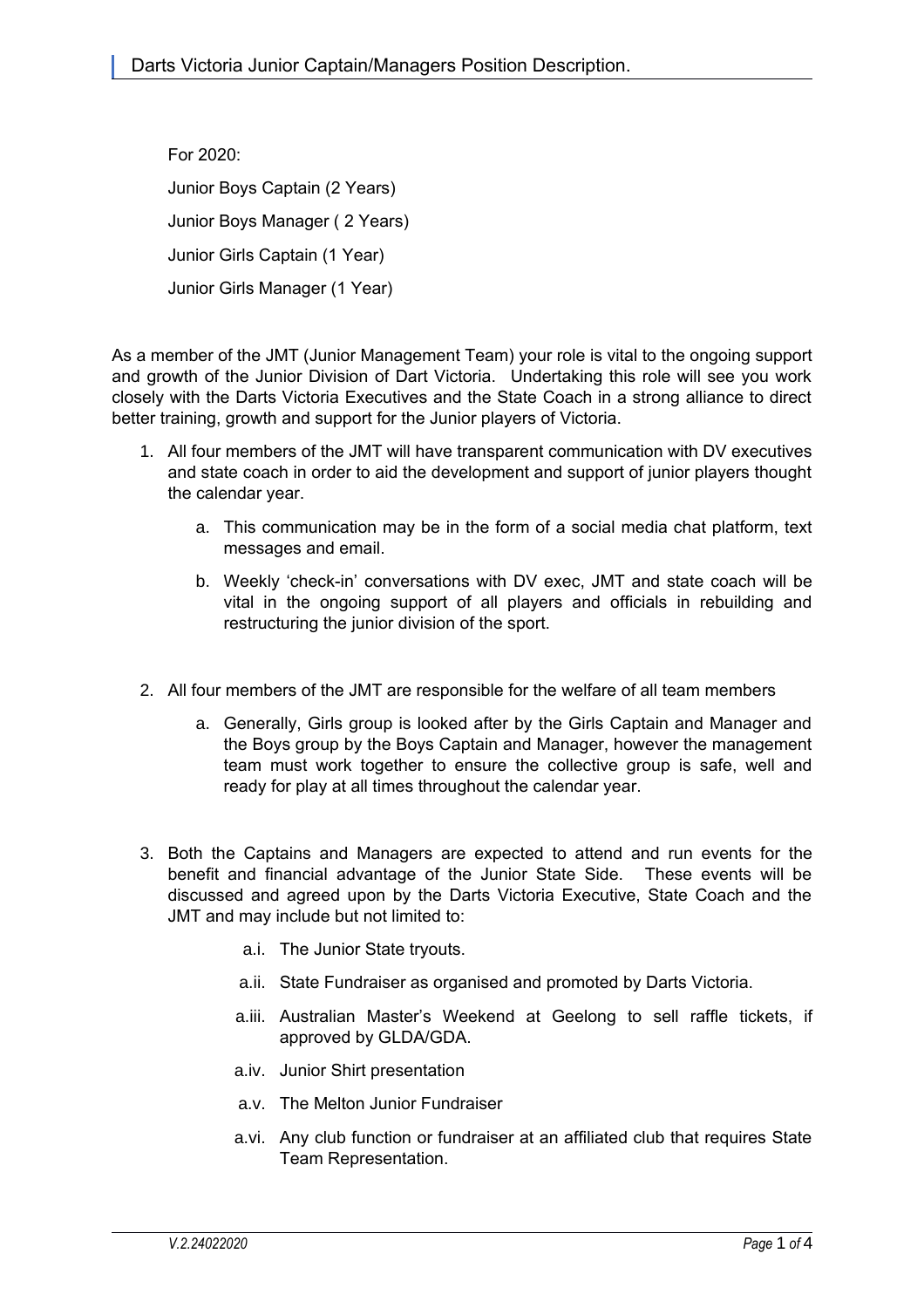# Darts Victoria Junior Captain/Managers Position Description.

For 2020:

Junior Boys Captain (2 Years)

Junior Boys Manager ( 2 Years)

Junior Girls Captain (1 Year)

Junior Girls Manager (1 Year)

As a member of the JMT (Junior Management Team) your role is vital to the ongoing support and growth of the Junior Division of Dart Victoria. Undertaking this role will see you work closely with the Darts Victoria Executives and the State Coach in a strong alliance to direct better training, growth and support for the Junior players of Victoria.

1. All four members of the JMT will have transparent communication with DV executives and state coach in order to aid the development and support of junior players thought the calendar year.
   a. This communication may be in the form of a social media chat platform, text messages and email.
   b. Weekly 'check-in' conversations with DV exec, JMT and state coach will be vital in the ongoing support of all players and officials in rebuilding and restructuring the junior division of the sport.

2. All four members of the JMT are responsible for the welfare of all team members
   a. Generally, Girls group is looked after by the Girls Captain and Manager and the Boys group by the Boys Captain and Manager, however the management team must work together to ensure the collective group is safe, well and ready for play at all times throughout the calendar year.

3. Both the Captains and Managers are expected to attend and run events for the benefit and financial advantage of the Junior State Side. These events will be discussed and agreed upon by the Darts Victoria Executive, State Coach and the JMT and may include but not limited to:
   - a.i. The Junior State tryouts.
   - a.ii. State Fundraiser as organised and promoted by Darts Victoria.
   - a.iii. Australian Master's Weekend at Geelong to sell raffle tickets, if approved by GLDA/GDA.
   - a.iv. Junior Shirt presentation
   - a.v. The Melton Junior Fundraiser
   - a.vi. Any club function or fundraiser at an affiliated club that requires State Team Representation.

*V.2.24022020*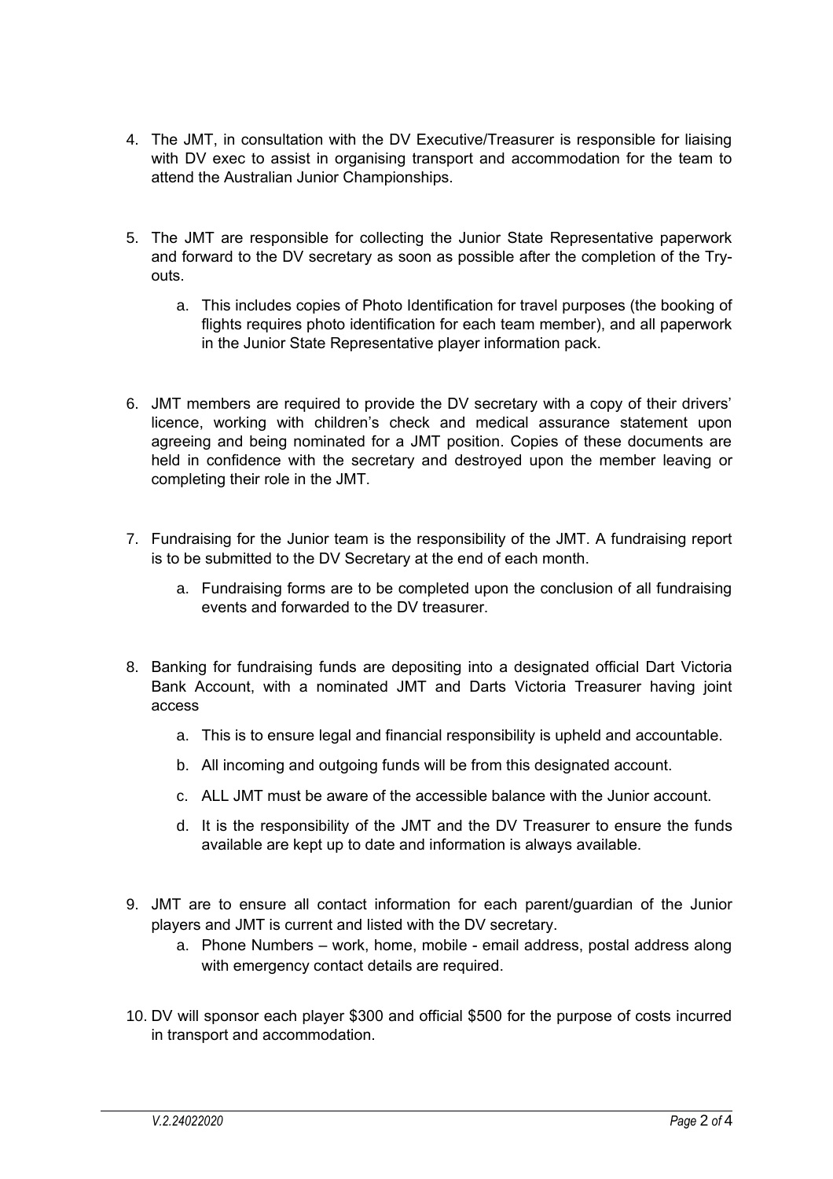4. The JMT, in consultation with the DV Executive/Treasurer is responsible for liaising with DV exec to assist in organising transport and accommodation for the team to attend the Australian Junior Championships.

5. The JMT are responsible for collecting the Junior State Representative paperwork and forward to the DV secretary as soon as possible after the completion of the Try-outs.

   a. This includes copies of Photo Identification for travel purposes (the booking of flights requires photo identification for each team member), and all paperwork in the Junior State Representative player information pack.

6. JMT members are required to provide the DV secretary with a copy of their drivers' licence, working with children's check and medical assurance statement upon agreeing and being nominated for a JMT position. Copies of these documents are held in confidence with the secretary and destroyed upon the member leaving or completing their role in the JMT.

7. Fundraising for the Junior team is the responsibility of the JMT. A fundraising report is to be submitted to the DV Secretary at the end of each month.

   a. Fundraising forms are to be completed upon the conclusion of all fundraising events and forwarded to the DV treasurer.

8. Banking for fundraising funds are depositing into a designated official Dart Victoria Bank Account, with a nominated JMT and Darts Victoria Treasurer having joint access

   a. This is to ensure legal and financial responsibility is upheld and accountable.

   b. All incoming and outgoing funds will be from this designated account.

   c. ALL JMT must be aware of the accessible balance with the Junior account.

   d. It is the responsibility of the JMT and the DV Treasurer to ensure the funds available are kept up to date and information is always available.

9. JMT are to ensure all contact information for each parent/guardian of the Junior players and JMT is current and listed with the DV secretary.

   a. Phone Numbers – work, home, mobile - email address, postal address along with emergency contact details are required.

10. DV will sponsor each player $300 and official $500 for the purpose of costs incurred in transport and accommodation.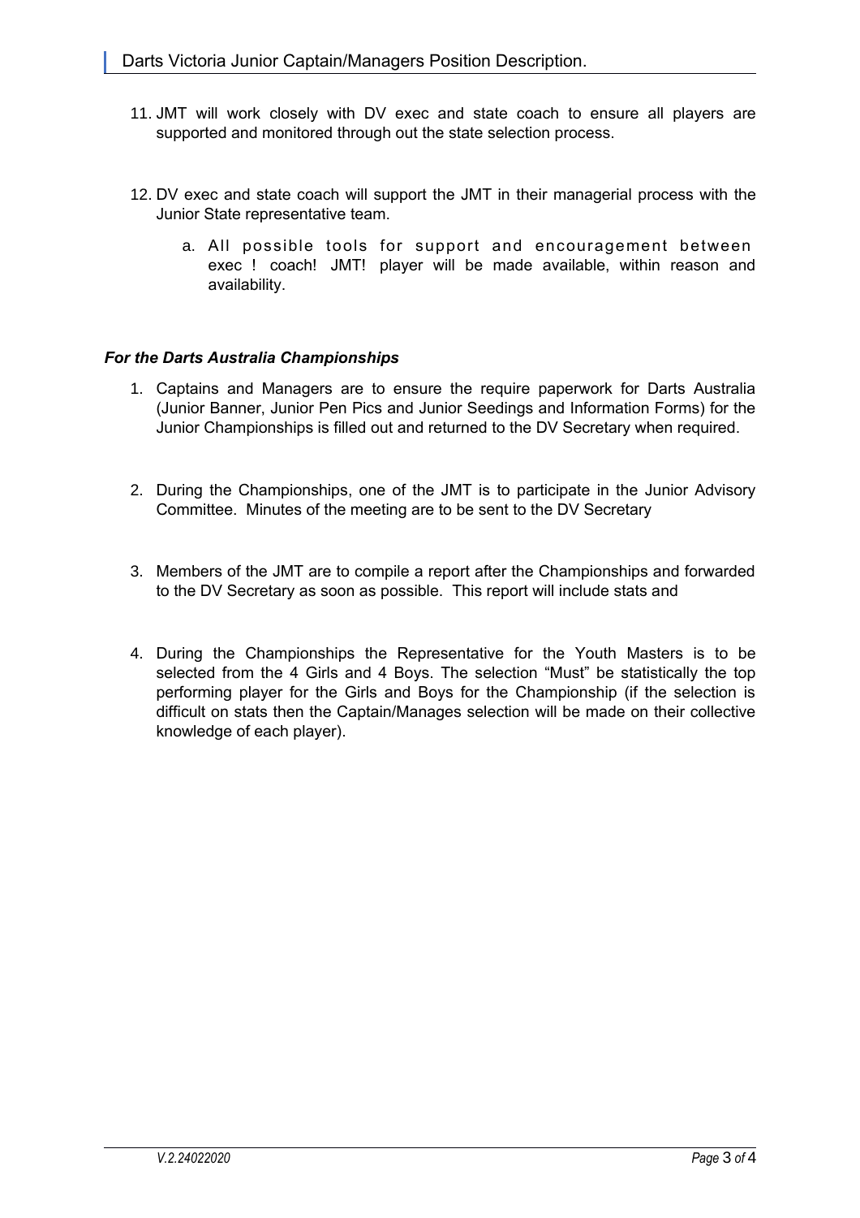11. JMT will work closely with DV exec and state coach to ensure all players are supported and monitored through out the state selection process.

12. DV exec and state coach will support the JMT in their managerial process with the Junior State representative team.

    a. All possible tools for support and encouragement between exec ! coach! JMT! player will be made available, within reason and availability.

***For the Darts Australia Championships***

1. Captains and Managers are to ensure the require paperwork for Darts Australia (Junior Banner, Junior Pen Pics and Junior Seedings and Information Forms) for the Junior Championships is filled out and returned to the DV Secretary when required.

2. During the Championships, one of the JMT is to participate in the Junior Advisory Committee. Minutes of the meeting are to be sent to the DV Secretary

3. Members of the JMT are to compile a report after the Championships and forwarded to the DV Secretary as soon as possible. This report will include stats and

4. During the Championships the Representative for the Youth Masters is to be selected from the 4 Girls and 4 Boys. The selection "Must" be statistically the top performing player for the Girls and Boys for the Championship (if the selection is difficult on stats then the Captain/Manages selection will be made on their collective knowledge of each player).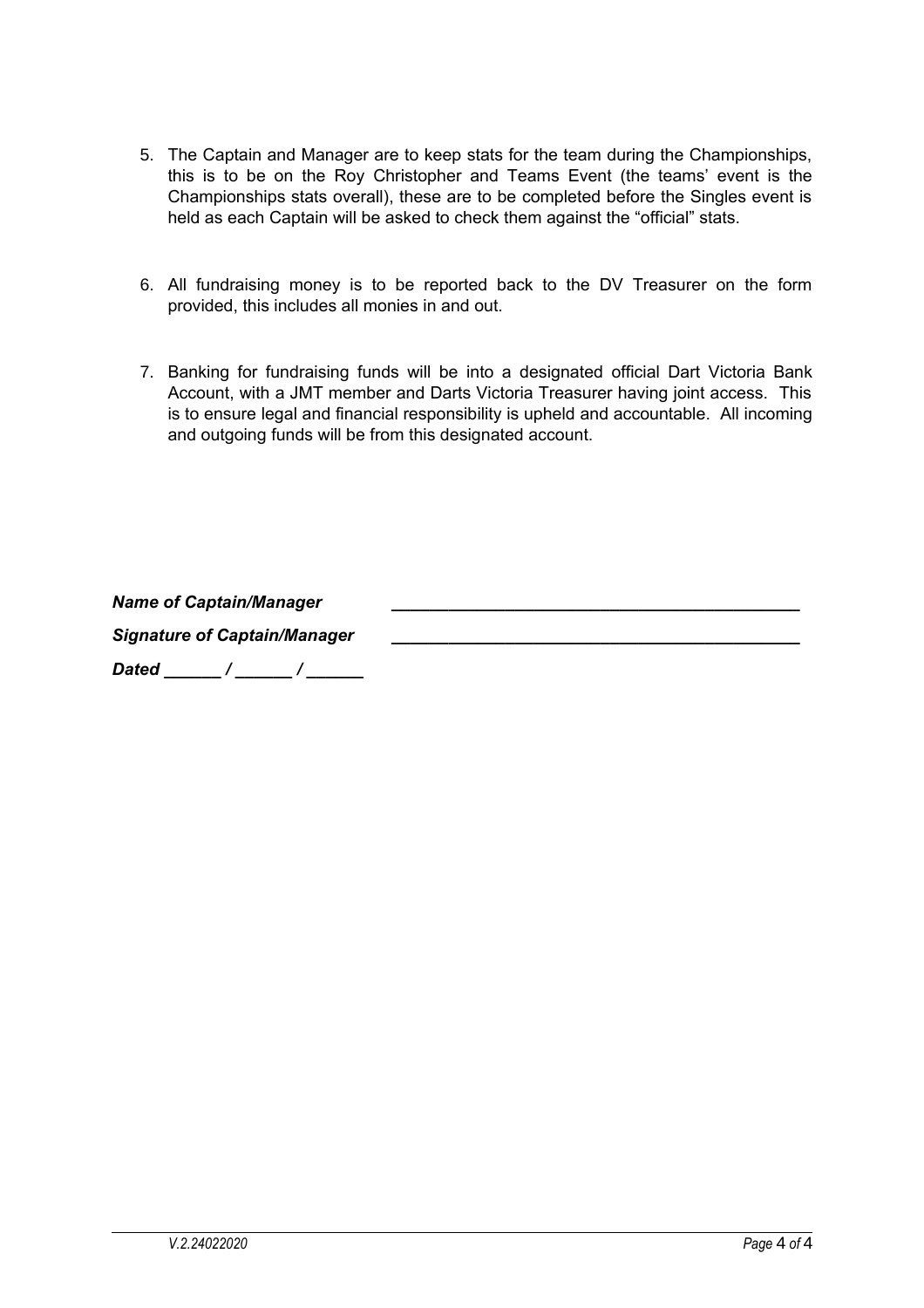5. The Captain and Manager are to keep stats for the team during the Championships, this is to be on the Roy Christopher and Teams Event (the teams' event is the Championships stats overall), these are to be completed before the Singles event is held as each Captain will be asked to check them against the "official" stats.

6. All fundraising money is to be reported back to the DV Treasurer on the form provided, this includes all monies in and out.

7. Banking for fundraising funds will be into a designated official Dart Victoria Bank Account, with a JMT member and Darts Victoria Treasurer having joint access. This is to ensure legal and financial responsibility is upheld and accountable. All incoming and outgoing funds will be from this designated account.

***Name of Captain/Manager*** ____________________________________________

***Signature of Captain/Manager*** ____________________________________________

***Dated ______ / ______ / ______***